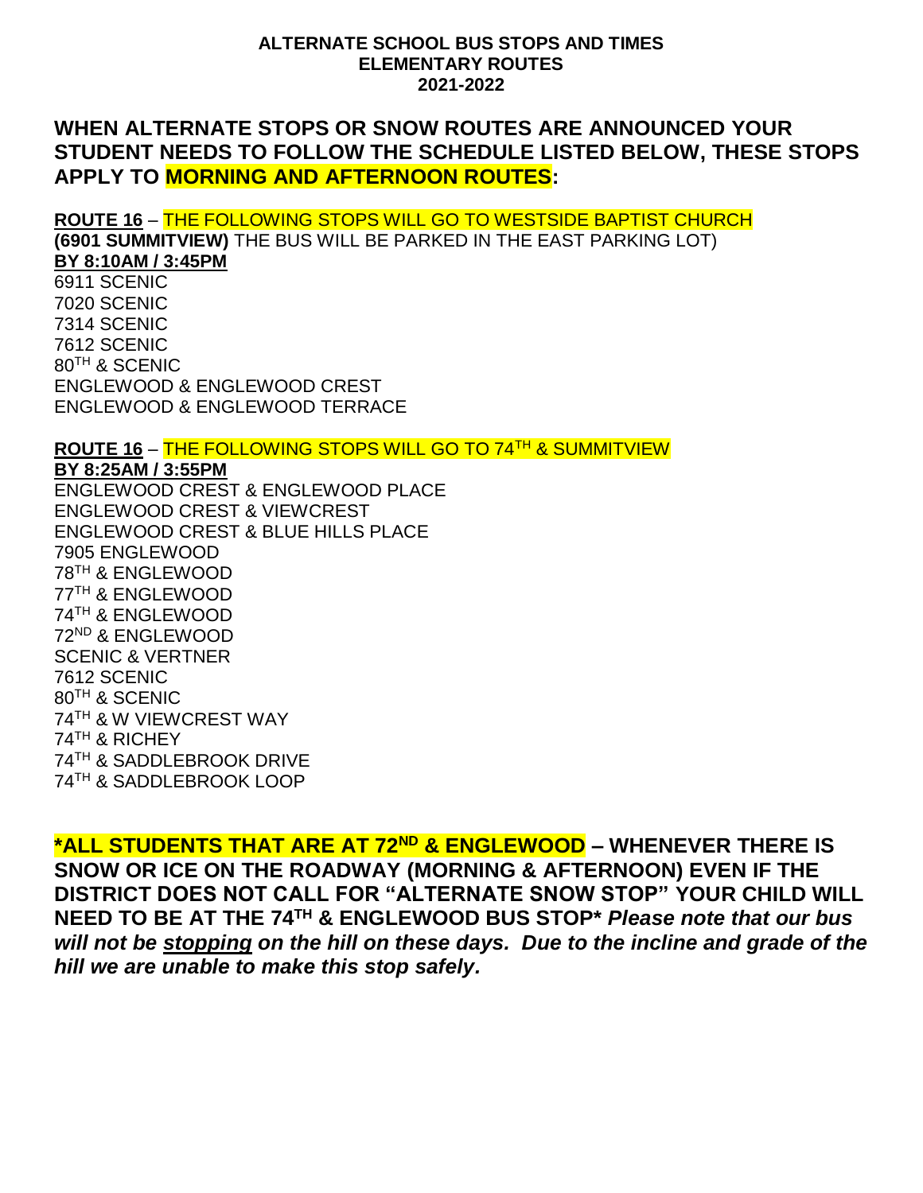**ALTERNATE SCHOOL BUS STOPS AND TIMES**
**ELEMENTARY ROUTES**
**2021-2022**

## WHEN ALTERNATE STOPS OR SNOW ROUTES ARE ANNOUNCED YOUR STUDENT NEEDS TO FOLLOW THE SCHEDULE LISTED BELOW, THESE STOPS APPLY TO MORNING AND AFTERNOON ROUTES:

**ROUTE 16** – THE FOLLOWING STOPS WILL GO TO WESTSIDE BAPTIST CHURCH **(6901 SUMMITVIEW)** THE BUS WILL BE PARKED IN THE EAST PARKING LOT)
**BY 8:10AM / 3:45PM**

6911 SCENIC
7020 SCENIC
7314 SCENIC
7612 SCENIC
80TH & SCENIC
ENGLEWOOD & ENGLEWOOD CREST
ENGLEWOOD & ENGLEWOOD TERRACE

**ROUTE 16** – THE FOLLOWING STOPS WILL GO TO 74TH & SUMMITVIEW
**BY 8:25AM / 3:55PM**

ENGLEWOOD CREST & ENGLEWOOD PLACE
ENGLEWOOD CREST & VIEWCREST
ENGLEWOOD CREST & BLUE HILLS PLACE
7905 ENGLEWOOD
78TH & ENGLEWOOD
77TH & ENGLEWOOD
74TH & ENGLEWOOD
72ND & ENGLEWOOD
SCENIC & VERTNER
7612 SCENIC
80TH & SCENIC
74TH & W VIEWCREST WAY
74TH & RICHEY
74TH & SADDLEBROOK DRIVE
74TH & SADDLEBROOK LOOP

**\*ALL STUDENTS THAT ARE AT 72ND & ENGLEWOOD – WHENEVER THERE IS SNOW OR ICE ON THE ROADWAY (MORNING & AFTERNOON) EVEN IF THE DISTRICT DOES NOT CALL FOR "ALTERNATE SNOW STOP" YOUR CHILD WILL NEED TO BE AT THE 74TH & ENGLEWOOD BUS STOP\*** ***Please note that our bus will not be stopping on the hill on these days. Due to the incline and grade of the hill we are unable to make this stop safely.***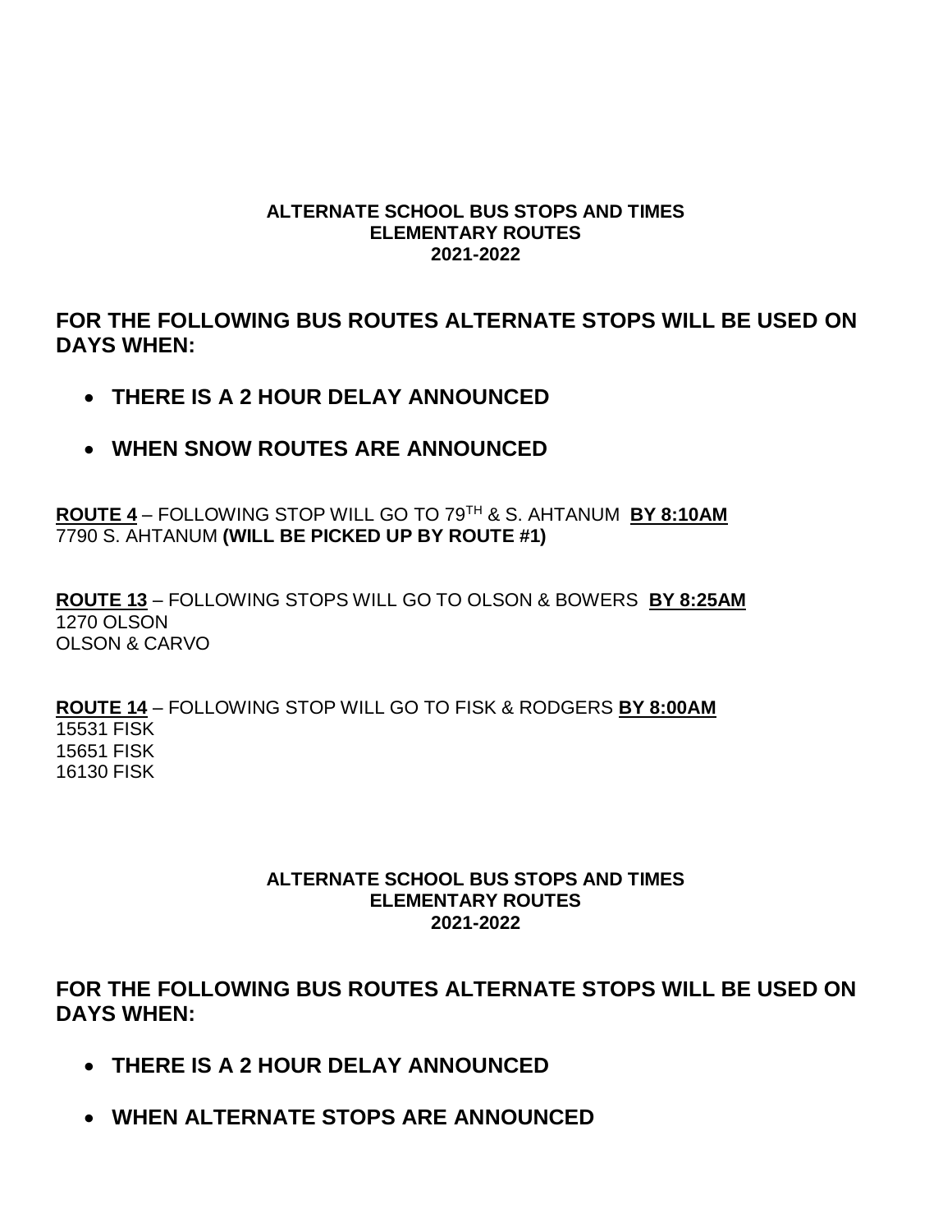**ALTERNATE SCHOOL BUS STOPS AND TIMES**
**ELEMENTARY ROUTES**
**2021-2022**

## FOR THE FOLLOWING BUS ROUTES ALTERNATE STOPS WILL BE USED ON DAYS WHEN:

- **THERE IS A 2 HOUR DELAY ANNOUNCED**
- **WHEN SNOW ROUTES ARE ANNOUNCED**

**ROUTE 4** – FOLLOWING STOP WILL GO TO 79TH & S. AHTANUM **BY 8:10AM**
7790 S. AHTANUM **(WILL BE PICKED UP BY ROUTE #1)**

**ROUTE 13** – FOLLOWING STOPS WILL GO TO OLSON & BOWERS **BY 8:25AM**
1270 OLSON
OLSON & CARVO

**ROUTE 14** – FOLLOWING STOP WILL GO TO FISK & RODGERS **BY 8:00AM**
15531 FISK
15651 FISK
16130 FISK

**ALTERNATE SCHOOL BUS STOPS AND TIMES**
**ELEMENTARY ROUTES**
**2021-2022**

## FOR THE FOLLOWING BUS ROUTES ALTERNATE STOPS WILL BE USED ON DAYS WHEN:

- **THERE IS A 2 HOUR DELAY ANNOUNCED**
- **WHEN ALTERNATE STOPS ARE ANNOUNCED**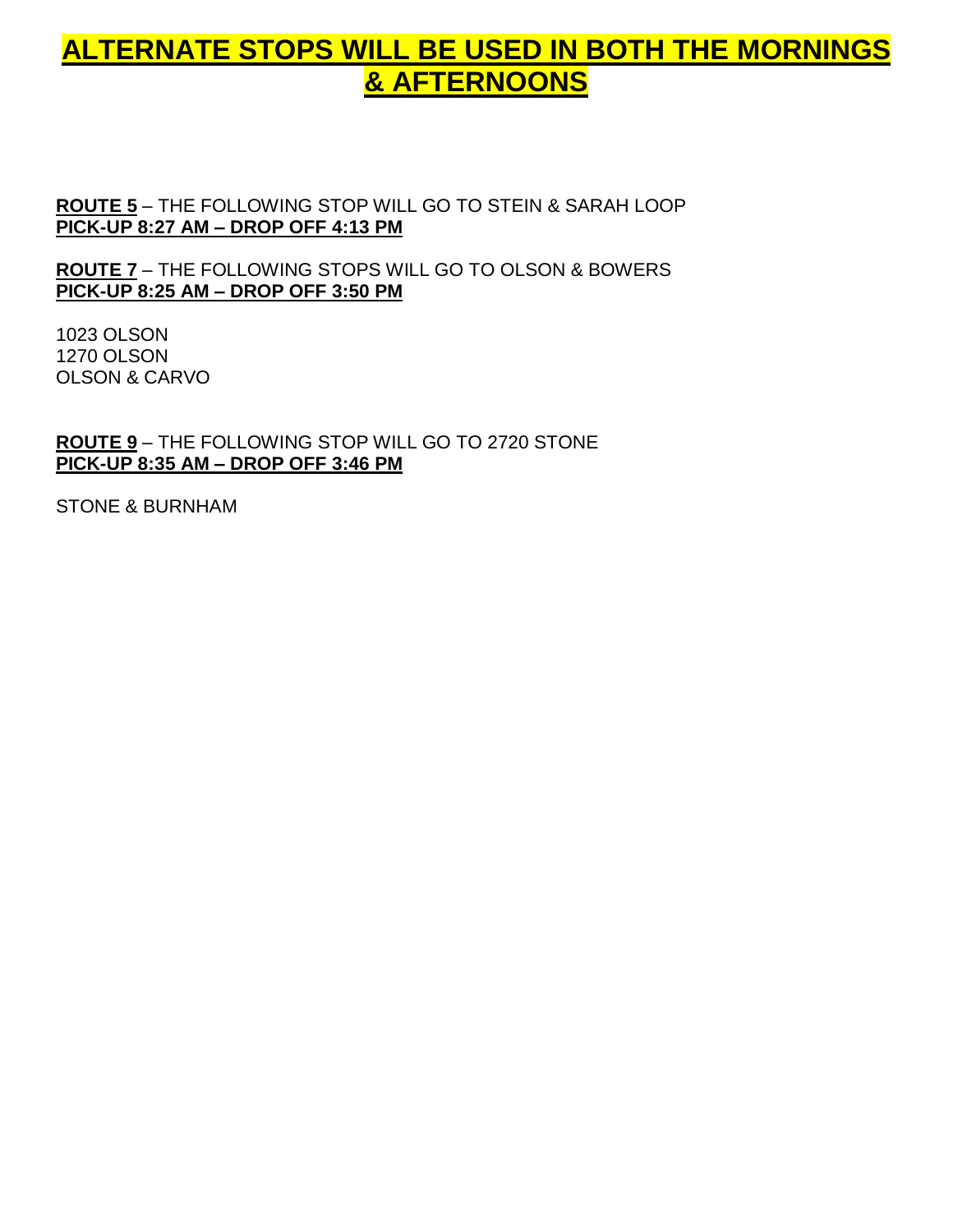# ALTERNATE STOPS WILL BE USED IN BOTH THE MORNINGS & AFTERNOONS

**ROUTE 5** – THE FOLLOWING STOP WILL GO TO STEIN & SARAH LOOP
**PICK-UP 8:27 AM – DROP OFF 4:13 PM**

**ROUTE 7** – THE FOLLOWING STOPS WILL GO TO OLSON & BOWERS
**PICK-UP 8:25 AM – DROP OFF 3:50 PM**

1023 OLSON
1270 OLSON
OLSON & CARVO

**ROUTE 9** – THE FOLLOWING STOP WILL GO TO 2720 STONE
**PICK-UP 8:35 AM – DROP OFF 3:46 PM**

STONE & BURNHAM